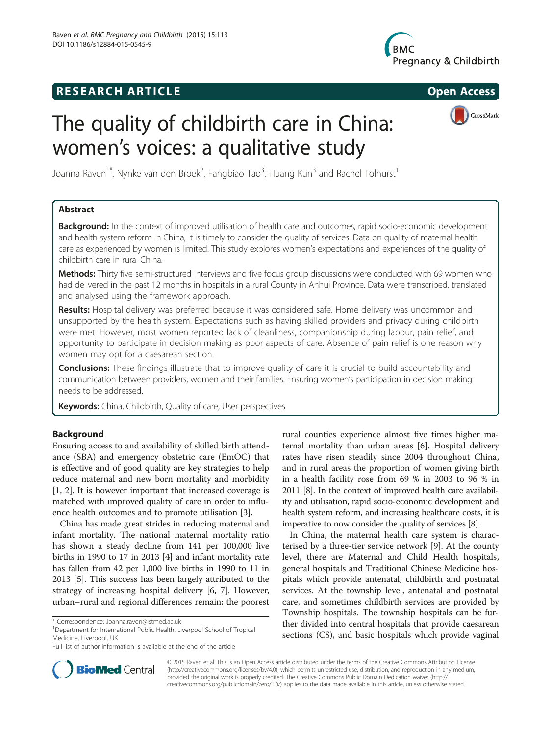RESEARCH ARTICLE Open Access

# The quality of childbirth care in China: women's voices: a qualitative study

Joanna Raven[1*], Nynke van den Broek[2], Fangbiao Tao[3], Huang Kun[3] and Rachel Tolhurst[1]

## Abstract

**Background:** In the context of improved utilisation of health care and outcomes, rapid socio-economic development and health system reform in China, it is timely to consider the quality of services. Data on quality of maternal health care as experienced by women is limited. This study explores women's expectations and experiences of the quality of childbirth care in rural China.

**Methods:** Thirty five semi-structured interviews and five focus group discussions were conducted with 69 women who had delivered in the past 12 months in hospitals in a rural County in Anhui Province. Data were transcribed, translated and analysed using the framework approach.

**Results:** Hospital delivery was preferred because it was considered safe. Home delivery was uncommon and unsupported by the health system. Expectations such as having skilled providers and privacy during childbirth were met. However, most women reported lack of cleanliness, companionship during labour, pain relief, and opportunity to participate in decision making as poor aspects of care. Absence of pain relief is one reason why women may opt for a caesarean section.

**Conclusions:** These findings illustrate that to improve quality of care it is crucial to build accountability and communication between providers, women and their families. Ensuring women's participation in decision making needs to be addressed.

**Keywords:** China, Childbirth, Quality of care, User perspectives

## Background

Ensuring access to and availability of skilled birth attendance (SBA) and emergency obstetric care (EmOC) that is effective and of good quality are key strategies to help reduce maternal and new born mortality and morbidity [1, 2]. It is however important that increased coverage is matched with improved quality of care in order to influence health outcomes and to promote utilisation [3].

China has made great strides in reducing maternal and infant mortality. The national maternal mortality ratio has shown a steady decline from 141 per 100,000 live births in 1990 to 17 in 2013 [4] and infant mortality rate has fallen from 42 per 1,000 live births in 1990 to 11 in 2013 [5]. This success has been largely attributed to the strategy of increasing hospital delivery [6, 7]. However, urban–rural and regional differences remain; the poorest rural counties experience almost five times higher maternal mortality than urban areas [6]. Hospital delivery rates have risen steadily since 2004 throughout China, and in rural areas the proportion of women giving birth in a health facility rose from 69 % in 2003 to 96 % in 2011 [8]. In the context of improved health care availability and utilisation, rapid socio-economic development and health system reform, and increasing healthcare costs, it is imperative to now consider the quality of services [8].

In China, the maternal health care system is characterised by a three-tier service network [9]. At the county level, there are Maternal and Child Health hospitals, general hospitals and Traditional Chinese Medicine hospitals which provide antenatal, childbirth and postnatal services. At the township level, antenatal and postnatal care, and sometimes childbirth services are provided by Township hospitals. The township hospitals can be further divided into central hospitals that provide caesarean sections (CS), and basic hospitals which provide vaginal

\* Correspondence: Joanna.raven@lstmed.ac.uk
[1]Department for International Public Health, Liverpool School of Tropical Medicine, Liverpool, UK
Full list of author information is available at the end of the article

© 2015 Raven et al. This is an Open Access article distributed under the terms of the Creative Commons Attribution License (http://creativecommons.org/licenses/by/4.0), which permits unrestricted use, distribution, and reproduction in any medium, provided the original work is properly credited. The Creative Commons Public Domain Dedication waiver (http://creativecommons.org/publicdomain/zero/1.0/) applies to the data made available in this article, unless otherwise stated.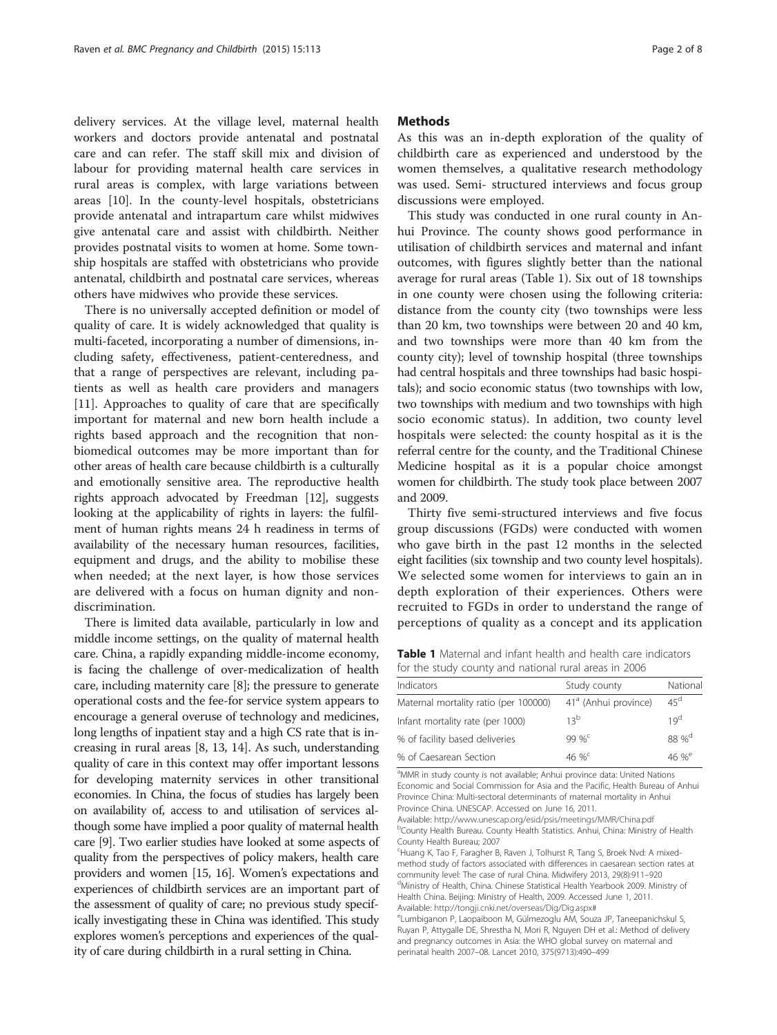delivery services. At the village level, maternal health workers and doctors provide antenatal and postnatal care and can refer. The staff skill mix and division of labour for providing maternal health care services in rural areas is complex, with large variations between areas [10]. In the county-level hospitals, obstetricians provide antenatal and intrapartum care whilst midwives give antenatal care and assist with childbirth. Neither provides postnatal visits to women at home. Some township hospitals are staffed with obstetricians who provide antenatal, childbirth and postnatal care services, whereas others have midwives who provide these services.

There is no universally accepted definition or model of quality of care. It is widely acknowledged that quality is multi-faceted, incorporating a number of dimensions, including safety, effectiveness, patient-centeredness, and that a range of perspectives are relevant, including patients as well as health care providers and managers [11]. Approaches to quality of care that are specifically important for maternal and new born health include a rights based approach and the recognition that non-biomedical outcomes may be more important than for other areas of health care because childbirth is a culturally and emotionally sensitive area. The reproductive health rights approach advocated by Freedman [12], suggests looking at the applicability of rights in layers: the fulfilment of human rights means 24 h readiness in terms of availability of the necessary human resources, facilities, equipment and drugs, and the ability to mobilise these when needed; at the next layer, is how those services are delivered with a focus on human dignity and non-discrimination.

There is limited data available, particularly in low and middle income settings, on the quality of maternal health care. China, a rapidly expanding middle-income economy, is facing the challenge of over-medicalization of health care, including maternity care [8]; the pressure to generate operational costs and the fee-for service system appears to encourage a general overuse of technology and medicines, long lengths of inpatient stay and a high CS rate that is increasing in rural areas [8, 13, 14]. As such, understanding quality of care in this context may offer important lessons for developing maternity services in other transitional economies. In China, the focus of studies has largely been on availability of, access to and utilisation of services although some have implied a poor quality of maternal health care [9]. Two earlier studies have looked at some aspects of quality from the perspectives of policy makers, health care providers and women [15, 16]. Women's expectations and experiences of childbirth services are an important part of the assessment of quality of care; no previous study specifically investigating these in China was identified. This study explores women's perceptions and experiences of the quality of care during childbirth in a rural setting in China.

## Methods

As this was an in-depth exploration of the quality of childbirth care as experienced and understood by the women themselves, a qualitative research methodology was used. Semi- structured interviews and focus group discussions were employed.

This study was conducted in one rural county in Anhui Province. The county shows good performance in utilisation of childbirth services and maternal and infant outcomes, with figures slightly better than the national average for rural areas (Table 1). Six out of 18 townships in one county were chosen using the following criteria: distance from the county city (two townships were less than 20 km, two townships were between 20 and 40 km, and two townships were more than 40 km from the county city); level of township hospital (three townships had central hospitals and three townships had basic hospitals); and socio economic status (two townships with low, two townships with medium and two townships with high socio economic status). In addition, two county level hospitals were selected: the county hospital as it is the referral centre for the county, and the Traditional Chinese Medicine hospital as it is a popular choice amongst women for childbirth. The study took place between 2007 and 2009.

Thirty five semi-structured interviews and five focus group discussions (FGDs) were conducted with women who gave birth in the past 12 months in the selected eight facilities (six township and two county level hospitals). We selected some women for interviews to gain an in depth exploration of their experiences. Others were recruited to FGDs in order to understand the range of perceptions of quality as a concept and its application

**Table 1** Maternal and infant health and health care indicators for the study county and national rural areas in 2006

| Indicators | Study county | National |
|---|---|---|
| Maternal mortality ratio (per 100000) | 41[a] (Anhui province) | 45[d] |
| Infant mortality rate (per 1000) | 13[b] | 19[d] |
| % of facility based deliveries | 99 %[c] | 88 %[d] |
| % of Caesarean Section | 46 %[c] | 46 %[e] |

[a]MMR in study county is not available; Anhui province data: United Nations Economic and Social Commission for Asia and the Pacific, Health Bureau of Anhui Province China: Multi-sectoral determinants of maternal mortality in Anhui Province China. UNESCAP. Accessed on June 16, 2011.
Available: http://www.unescap.org/esid/psis/meetings/MMR/China.pdf
[b]County Health Bureau. County Health Statistics. Anhui, China: Ministry of Health County Health Bureau; 2007
[c]Huang K, Tao F, Faragher B, Raven J, Tolhurst R, Tang S, Broek Nvd: A mixed-method study of factors associated with differences in caesarean section rates at community level: The case of rural China. Midwifery 2013, 29(8):911–920
[d]Ministry of Health, China. Chinese Statistical Health Yearbook 2009. Ministry of Health China. Beijing: Ministry of Health, 2009. Accessed June 1, 2011.
Available: http://tongji.cnki.net/overseas/Dig/Dig.aspx#
[e]Lumbiganon P, Laopaiboon M, Gülmezoglu AM, Souza JP, Taneepanichskul S, Ruyan P, Attygalle DE, Shrestha N, Mori R, Nguyen DH et al.: Method of delivery and pregnancy outcomes in Asia: the WHO global survey on maternal and perinatal health 2007–08. Lancet 2010, 375(9713):490–499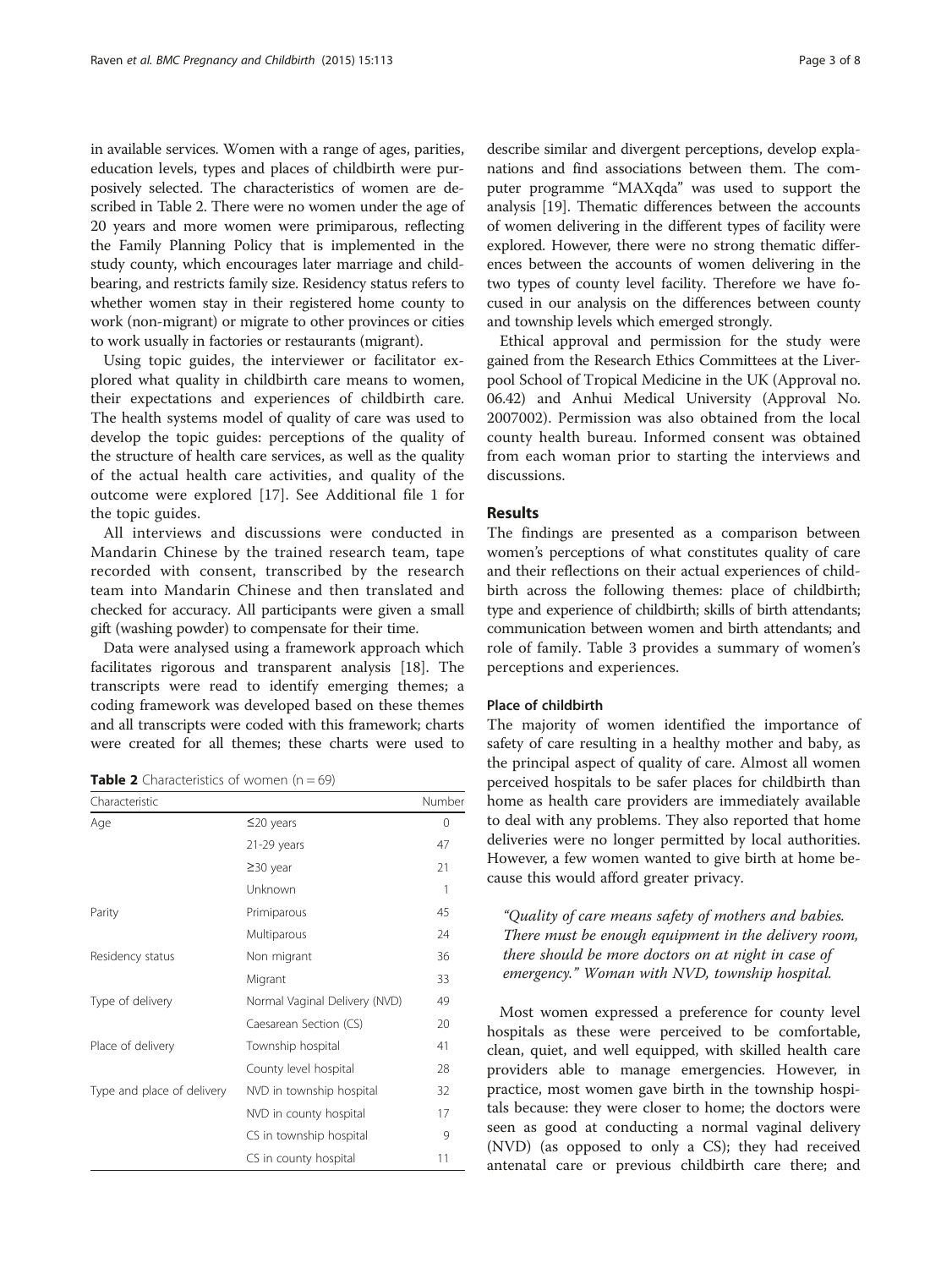in available services. Women with a range of ages, parities, education levels, types and places of childbirth were purposively selected. The characteristics of women are described in Table 2. There were no women under the age of 20 years and more women were primiparous, reflecting the Family Planning Policy that is implemented in the study county, which encourages later marriage and childbearing, and restricts family size. Residency status refers to whether women stay in their registered home county to work (non-migrant) or migrate to other provinces or cities to work usually in factories or restaurants (migrant).

Using topic guides, the interviewer or facilitator explored what quality in childbirth care means to women, their expectations and experiences of childbirth care. The health systems model of quality of care was used to develop the topic guides: perceptions of the quality of the structure of health care services, as well as the quality of the actual health care activities, and quality of the outcome were explored [17]. See Additional file 1 for the topic guides.

All interviews and discussions were conducted in Mandarin Chinese by the trained research team, tape recorded with consent, transcribed by the research team into Mandarin Chinese and then translated and checked for accuracy. All participants were given a small gift (washing powder) to compensate for their time.

Data were analysed using a framework approach which facilitates rigorous and transparent analysis [18]. The transcripts were read to identify emerging themes; a coding framework was developed based on these themes and all transcripts were coded with this framework; charts were created for all themes; these charts were used to describe similar and divergent perceptions, develop explanations and find associations between them. The computer programme "MAXqda" was used to support the analysis [19]. Thematic differences between the accounts of women delivering in the different types of facility were explored. However, there were no strong thematic differences between the accounts of women delivering in the two types of county level facility. Therefore we have focused in our analysis on the differences between county and township levels which emerged strongly.

**Table 2** Characteristics of women (n = 69)

| Characteristic | | Number |
|---|---|---|
| Age | ≤20 years | 0 |
| | 21-29 years | 47 |
| | ≥30 year | 21 |
| | Unknown | 1 |
| Parity | Primiparous | 45 |
| | Multiparous | 24 |
| Residency status | Non migrant | 36 |
| | Migrant | 33 |
| Type of delivery | Normal Vaginal Delivery (NVD) | 49 |
| | Caesarean Section (CS) | 20 |
| Place of delivery | Township hospital | 41 |
| | County level hospital | 28 |
| Type and place of delivery | NVD in township hospital | 32 |
| | NVD in county hospital | 17 |
| | CS in township hospital | 9 |
| | CS in county hospital | 11 |

Ethical approval and permission for the study were gained from the Research Ethics Committees at the Liverpool School of Tropical Medicine in the UK (Approval no. 06.42) and Anhui Medical University (Approval No. 2007002). Permission was also obtained from the local county health bureau. Informed consent was obtained from each woman prior to starting the interviews and discussions.

## Results

The findings are presented as a comparison between women's perceptions of what constitutes quality of care and their reflections on their actual experiences of childbirth across the following themes: place of childbirth; type and experience of childbirth; skills of birth attendants; communication between women and birth attendants; and role of family. Table 3 provides a summary of women's perceptions and experiences.

### Place of childbirth

The majority of women identified the importance of safety of care resulting in a healthy mother and baby, as the principal aspect of quality of care. Almost all women perceived hospitals to be safer places for childbirth than home as health care providers are immediately available to deal with any problems. They also reported that home deliveries were no longer permitted by local authorities. However, a few women wanted to give birth at home because this would afford greater privacy.

> *"Quality of care means safety of mothers and babies. There must be enough equipment in the delivery room, there should be more doctors on at night in case of emergency." Woman with NVD, township hospital.*

Most women expressed a preference for county level hospitals as these were perceived to be comfortable, clean, quiet, and well equipped, with skilled health care providers able to manage emergencies. However, in practice, most women gave birth in the township hospitals because: they were closer to home; the doctors were seen as good at conducting a normal vaginal delivery (NVD) (as opposed to only a CS); they had received antenatal care or previous childbirth care there; and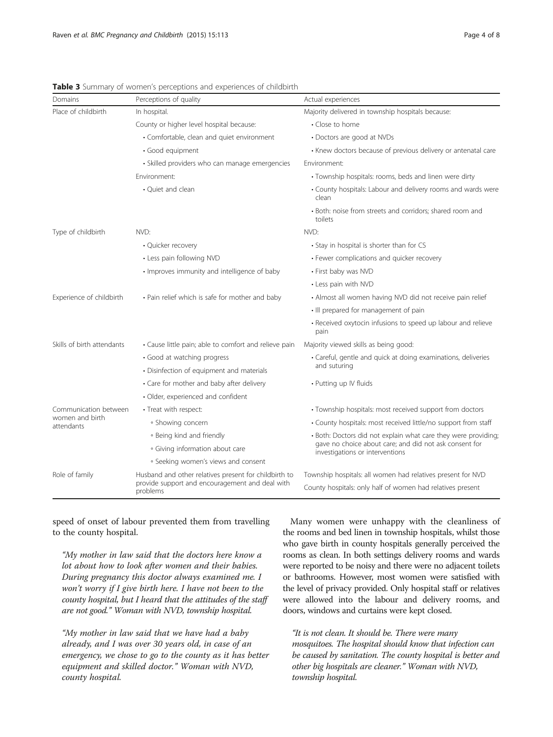**Table 3** Summary of women's perceptions and experiences of childbirth

| Domains | Perceptions of quality | Actual experiences |
| --- | --- | --- |
| Place of childbirth | In hospital. | Majority delivered in township hospitals because: |
| | County or higher level hospital because: | • Close to home |
| | • Comfortable, clean and quiet environment | • Doctors are good at NVDs |
| | • Good equipment | • Knew doctors because of previous delivery or antenatal care |
| | • Skilled providers who can manage emergencies | Environment: |
| | Environment: | • Township hospitals: rooms, beds and linen were dirty |
| | • Quiet and clean | • County hospitals: Labour and delivery rooms and wards were clean |
| | | • Both: noise from streets and corridors; shared room and toilets |
| Type of childbirth | NVD: | NVD: |
| | • Quicker recovery | • Stay in hospital is shorter than for CS |
| | • Less pain following NVD | • Fewer complications and quicker recovery |
| | • Improves immunity and intelligence of baby | • First baby was NVD |
| | | • Less pain with NVD |
| Experience of childbirth | • Pain relief which is safe for mother and baby | • Almost all women having NVD did not receive pain relief |
| | | • Ill prepared for management of pain |
| | | • Received oxytocin infusions to speed up labour and relieve pain |
| Skills of birth attendants | • Cause little pain; able to comfort and relieve pain | Majority viewed skills as being good: |
| | • Good at watching progress | • Careful, gentle and quick at doing examinations, deliveries and suturing |
| | • Disinfection of equipment and materials | |
| | • Care for mother and baby after delivery | • Putting up IV fluids |
| | • Older, experienced and confident | |
| Communication between women and birth attendants | • Treat with respect: | • Township hospitals: most received support from doctors |
| | ◦ Showing concern | • County hospitals: most received little/no support from staff |
| | ◦ Being kind and friendly | • Both: Doctors did not explain what care they were providing; gave no choice about care; and did not ask consent for investigations or interventions |
| | ◦ Giving information about care | |
| | ◦ Seeking women's views and consent | |
| Role of family | Husband and other relatives present for childbirth to provide support and encouragement and deal with problems | Township hospitals: all women had relatives present for NVD |
| | | County hospitals: only half of women had relatives present |

speed of onset of labour prevented them from travelling to the county hospital.

> *"My mother in law said that the doctors here know a lot about how to look after women and their babies. During pregnancy this doctor always examined me. I won't worry if I give birth here. I have not been to the county hospital, but I heard that the attitudes of the staff are not good." Woman with NVD, township hospital.*

> *"My mother in law said that we have had a baby already, and I was over 30 years old, in case of an emergency, we chose to go to the county as it has better equipment and skilled doctor." Woman with NVD, county hospital.*

Many women were unhappy with the cleanliness of the rooms and bed linen in township hospitals, whilst those who gave birth in county hospitals generally perceived the rooms as clean. In both settings delivery rooms and wards were reported to be noisy and there were no adjacent toilets or bathrooms. However, most women were satisfied with the level of privacy provided. Only hospital staff or relatives were allowed into the labour and delivery rooms, and doors, windows and curtains were kept closed.

> *"It is not clean. It should be. There were many mosquitoes. The hospital should know that infection can be caused by sanitation. The county hospital is better and other big hospitals are cleaner." Woman with NVD, township hospital.*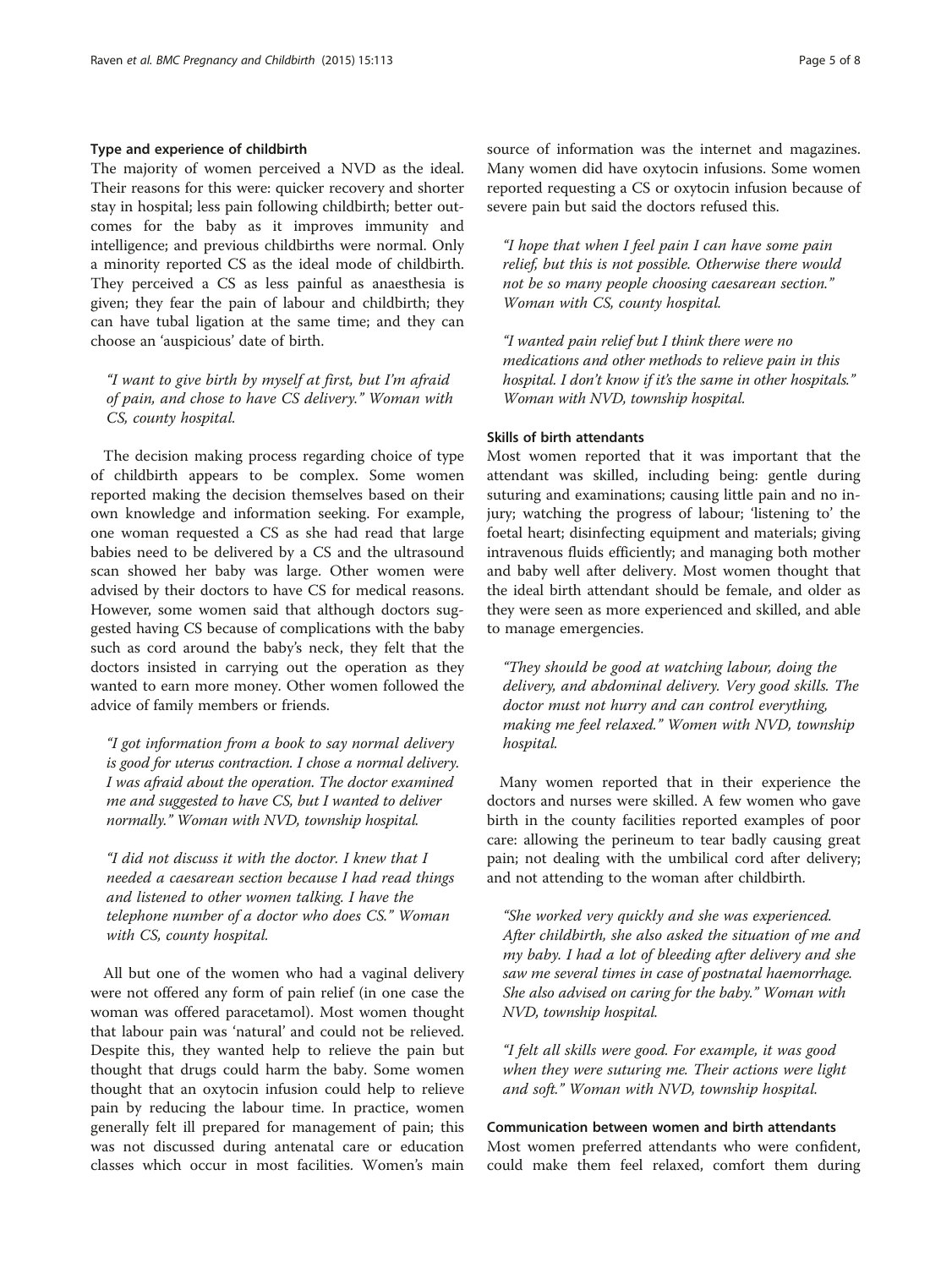### Type and experience of childbirth

The majority of women perceived a NVD as the ideal. Their reasons for this were: quicker recovery and shorter stay in hospital; less pain following childbirth; better outcomes for the baby as it improves immunity and intelligence; and previous childbirths were normal. Only a minority reported CS as the ideal mode of childbirth. They perceived a CS as less painful as anaesthesia is given; they fear the pain of labour and childbirth; they can have tubal ligation at the same time; and they can choose an 'auspicious' date of birth.

> *"I want to give birth by myself at first, but I'm afraid of pain, and chose to have CS delivery." Woman with CS, county hospital.*

The decision making process regarding choice of type of childbirth appears to be complex. Some women reported making the decision themselves based on their own knowledge and information seeking. For example, one woman requested a CS as she had read that large babies need to be delivered by a CS and the ultrasound scan showed her baby was large. Other women were advised by their doctors to have CS for medical reasons. However, some women said that although doctors suggested having CS because of complications with the baby such as cord around the baby's neck, they felt that the doctors insisted in carrying out the operation as they wanted to earn more money. Other women followed the advice of family members or friends.

> *"I got information from a book to say normal delivery is good for uterus contraction. I chose a normal delivery. I was afraid about the operation. The doctor examined me and suggested to have CS, but I wanted to deliver normally." Woman with NVD, township hospital.*

> *"I did not discuss it with the doctor. I knew that I needed a caesarean section because I had read things and listened to other women talking. I have the telephone number of a doctor who does CS." Woman with CS, county hospital.*

All but one of the women who had a vaginal delivery were not offered any form of pain relief (in one case the woman was offered paracetamol). Most women thought that labour pain was 'natural' and could not be relieved. Despite this, they wanted help to relieve the pain but thought that drugs could harm the baby. Some women thought that an oxytocin infusion could help to relieve pain by reducing the labour time. In practice, women generally felt ill prepared for management of pain; this was not discussed during antenatal care or education classes which occur in most facilities. Women's main source of information was the internet and magazines. Many women did have oxytocin infusions. Some women reported requesting a CS or oxytocin infusion because of severe pain but said the doctors refused this.

> *"I hope that when I feel pain I can have some pain relief, but this is not possible. Otherwise there would not be so many people choosing caesarean section." Woman with CS, county hospital.*

> *"I wanted pain relief but I think there were no medications and other methods to relieve pain in this hospital. I don't know if it's the same in other hospitals." Woman with NVD, township hospital.*

### Skills of birth attendants

Most women reported that it was important that the attendant was skilled, including being: gentle during suturing and examinations; causing little pain and no injury; watching the progress of labour; 'listening to' the foetal heart; disinfecting equipment and materials; giving intravenous fluids efficiently; and managing both mother and baby well after delivery. Most women thought that the ideal birth attendant should be female, and older as they were seen as more experienced and skilled, and able to manage emergencies.

> *"They should be good at watching labour, doing the delivery, and abdominal delivery. Very good skills. The doctor must not hurry and can control everything, making me feel relaxed." Women with NVD, township hospital.*

Many women reported that in their experience the doctors and nurses were skilled. A few women who gave birth in the county facilities reported examples of poor care: allowing the perineum to tear badly causing great pain; not dealing with the umbilical cord after delivery; and not attending to the woman after childbirth.

> *"She worked very quickly and she was experienced. After childbirth, she also asked the situation of me and my baby. I had a lot of bleeding after delivery and she saw me several times in case of postnatal haemorrhage. She also advised on caring for the baby." Woman with NVD, township hospital.*

> *"I felt all skills were good. For example, it was good when they were suturing me. Their actions were light and soft." Woman with NVD, township hospital.*

### Communication between women and birth attendants

Most women preferred attendants who were confident, could make them feel relaxed, comfort them during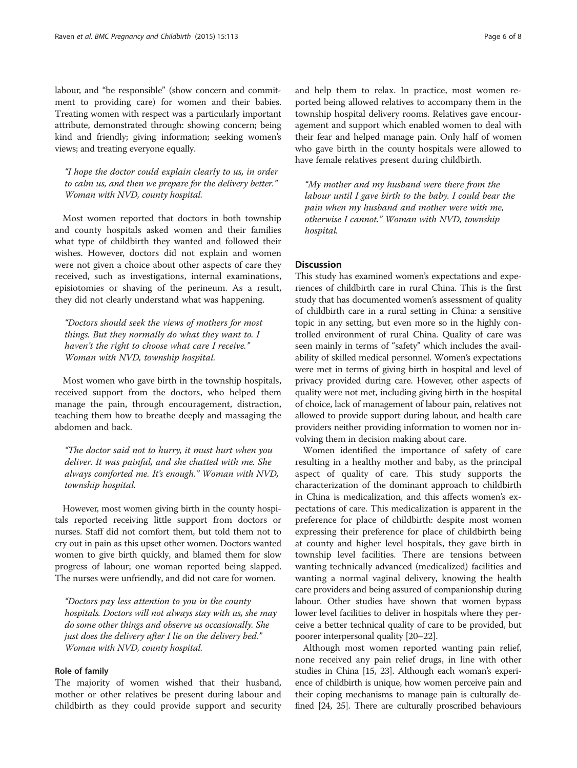labour, and "be responsible" (show concern and commitment to providing care) for women and their babies. Treating women with respect was a particularly important attribute, demonstrated through: showing concern; being kind and friendly; giving information; seeking women's views; and treating everyone equally.

> *"I hope the doctor could explain clearly to us, in order to calm us, and then we prepare for the delivery better." Woman with NVD, county hospital.*

Most women reported that doctors in both township and county hospitals asked women and their families what type of childbirth they wanted and followed their wishes. However, doctors did not explain and women were not given a choice about other aspects of care they received, such as investigations, internal examinations, episiotomies or shaving of the perineum. As a result, they did not clearly understand what was happening.

> *"Doctors should seek the views of mothers for most things. But they normally do what they want to. I haven't the right to choose what care I receive." Woman with NVD, township hospital.*

Most women who gave birth in the township hospitals, received support from the doctors, who helped them manage the pain, through encouragement, distraction, teaching them how to breathe deeply and massaging the abdomen and back.

> *"The doctor said not to hurry, it must hurt when you deliver. It was painful, and she chatted with me. She always comforted me. It's enough." Woman with NVD, township hospital.*

However, most women giving birth in the county hospitals reported receiving little support from doctors or nurses. Staff did not comfort them, but told them not to cry out in pain as this upset other women. Doctors wanted women to give birth quickly, and blamed them for slow progress of labour; one woman reported being slapped. The nurses were unfriendly, and did not care for women.

> *"Doctors pay less attention to you in the county hospitals. Doctors will not always stay with us, she may do some other things and observe us occasionally. She just does the delivery after I lie on the delivery bed." Woman with NVD, county hospital.*

### Role of family

The majority of women wished that their husband, mother or other relatives be present during labour and childbirth as they could provide support and security and help them to relax. In practice, most women reported being allowed relatives to accompany them in the township hospital delivery rooms. Relatives gave encouragement and support which enabled women to deal with their fear and helped manage pain. Only half of women who gave birth in the county hospitals were allowed to have female relatives present during childbirth.

> *"My mother and my husband were there from the labour until I gave birth to the baby. I could bear the pain when my husband and mother were with me, otherwise I cannot." Woman with NVD, township hospital.*

## Discussion

This study has examined women's expectations and experiences of childbirth care in rural China. This is the first study that has documented women's assessment of quality of childbirth care in a rural setting in China: a sensitive topic in any setting, but even more so in the highly controlled environment of rural China. Quality of care was seen mainly in terms of "safety" which includes the availability of skilled medical personnel. Women's expectations were met in terms of giving birth in hospital and level of privacy provided during care. However, other aspects of quality were not met, including giving birth in the hospital of choice, lack of management of labour pain, relatives not allowed to provide support during labour, and health care providers neither providing information to women nor involving them in decision making about care.

Women identified the importance of safety of care resulting in a healthy mother and baby, as the principal aspect of quality of care. This study supports the characterization of the dominant approach to childbirth in China is medicalization, and this affects women's expectations of care. This medicalization is apparent in the preference for place of childbirth: despite most women expressing their preference for place of childbirth being at county and higher level hospitals, they gave birth in township level facilities. There are tensions between wanting technically advanced (medicalized) facilities and wanting a normal vaginal delivery, knowing the health care providers and being assured of companionship during labour. Other studies have shown that women bypass lower level facilities to deliver in hospitals where they perceive a better technical quality of care to be provided, but poorer interpersonal quality [20–22].

Although most women reported wanting pain relief, none received any pain relief drugs, in line with other studies in China [15, 23]. Although each woman's experience of childbirth is unique, how women perceive pain and their coping mechanisms to manage pain is culturally defined [24, 25]. There are culturally proscribed behaviours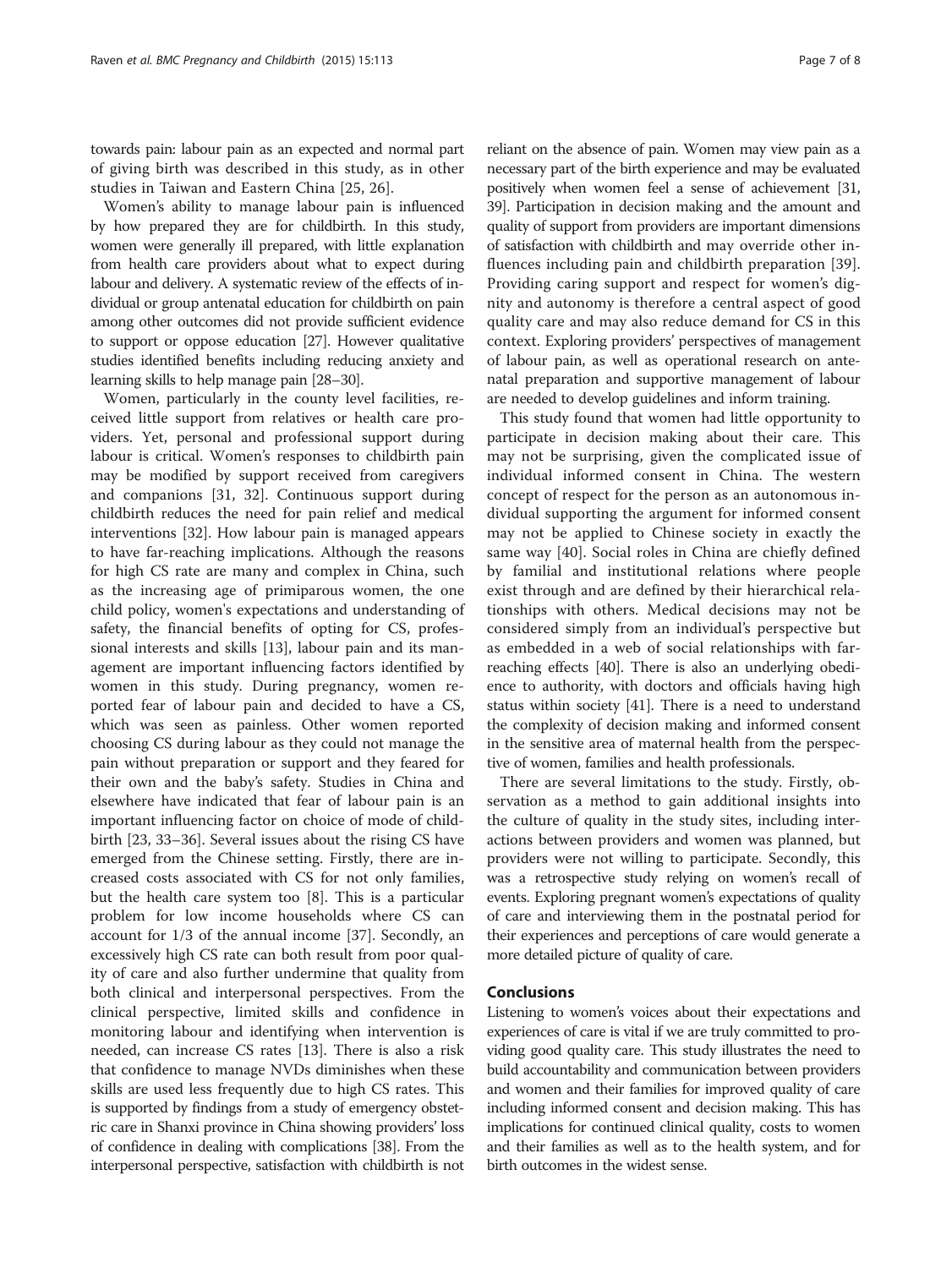towards pain: labour pain as an expected and normal part of giving birth was described in this study, as in other studies in Taiwan and Eastern China [25, 26].

Women's ability to manage labour pain is influenced by how prepared they are for childbirth. In this study, women were generally ill prepared, with little explanation from health care providers about what to expect during labour and delivery. A systematic review of the effects of individual or group antenatal education for childbirth on pain among other outcomes did not provide sufficient evidence to support or oppose education [27]. However qualitative studies identified benefits including reducing anxiety and learning skills to help manage pain [28–30].

Women, particularly in the county level facilities, received little support from relatives or health care providers. Yet, personal and professional support during labour is critical. Women's responses to childbirth pain may be modified by support received from caregivers and companions [31, 32]. Continuous support during childbirth reduces the need for pain relief and medical interventions [32]. How labour pain is managed appears to have far-reaching implications. Although the reasons for high CS rate are many and complex in China, such as the increasing age of primiparous women, the one child policy, women's expectations and understanding of safety, the financial benefits of opting for CS, professional interests and skills [13], labour pain and its management are important influencing factors identified by women in this study. During pregnancy, women reported fear of labour pain and decided to have a CS, which was seen as painless. Other women reported choosing CS during labour as they could not manage the pain without preparation or support and they feared for their own and the baby's safety. Studies in China and elsewhere have indicated that fear of labour pain is an important influencing factor on choice of mode of childbirth [23, 33–36]. Several issues about the rising CS have emerged from the Chinese setting. Firstly, there are increased costs associated with CS for not only families, but the health care system too [8]. This is a particular problem for low income households where CS can account for 1/3 of the annual income [37]. Secondly, an excessively high CS rate can both result from poor quality of care and also further undermine that quality from both clinical and interpersonal perspectives. From the clinical perspective, limited skills and confidence in monitoring labour and identifying when intervention is needed, can increase CS rates [13]. There is also a risk that confidence to manage NVDs diminishes when these skills are used less frequently due to high CS rates. This is supported by findings from a study of emergency obstetric care in Shanxi province in China showing providers' loss of confidence in dealing with complications [38]. From the interpersonal perspective, satisfaction with childbirth is not reliant on the absence of pain. Women may view pain as a necessary part of the birth experience and may be evaluated positively when women feel a sense of achievement [31, 39]. Participation in decision making and the amount and quality of support from providers are important dimensions of satisfaction with childbirth and may override other influences including pain and childbirth preparation [39]. Providing caring support and respect for women's dignity and autonomy is therefore a central aspect of good quality care and may also reduce demand for CS in this context. Exploring providers' perspectives of management of labour pain, as well as operational research on antenatal preparation and supportive management of labour are needed to develop guidelines and inform training.

This study found that women had little opportunity to participate in decision making about their care. This may not be surprising, given the complicated issue of individual informed consent in China. The western concept of respect for the person as an autonomous individual supporting the argument for informed consent may not be applied to Chinese society in exactly the same way [40]. Social roles in China are chiefly defined by familial and institutional relations where people exist through and are defined by their hierarchical relationships with others. Medical decisions may not be considered simply from an individual's perspective but as embedded in a web of social relationships with far-reaching effects [40]. There is also an underlying obedience to authority, with doctors and officials having high status within society [41]. There is a need to understand the complexity of decision making and informed consent in the sensitive area of maternal health from the perspective of women, families and health professionals.

There are several limitations to the study. Firstly, observation as a method to gain additional insights into the culture of quality in the study sites, including interactions between providers and women was planned, but providers were not willing to participate. Secondly, this was a retrospective study relying on women's recall of events. Exploring pregnant women's expectations of quality of care and interviewing them in the postnatal period for their experiences and perceptions of care would generate a more detailed picture of quality of care.

## Conclusions

Listening to women's voices about their expectations and experiences of care is vital if we are truly committed to providing good quality care. This study illustrates the need to build accountability and communication between providers and women and their families for improved quality of care including informed consent and decision making. This has implications for continued clinical quality, costs to women and their families as well as to the health system, and for birth outcomes in the widest sense.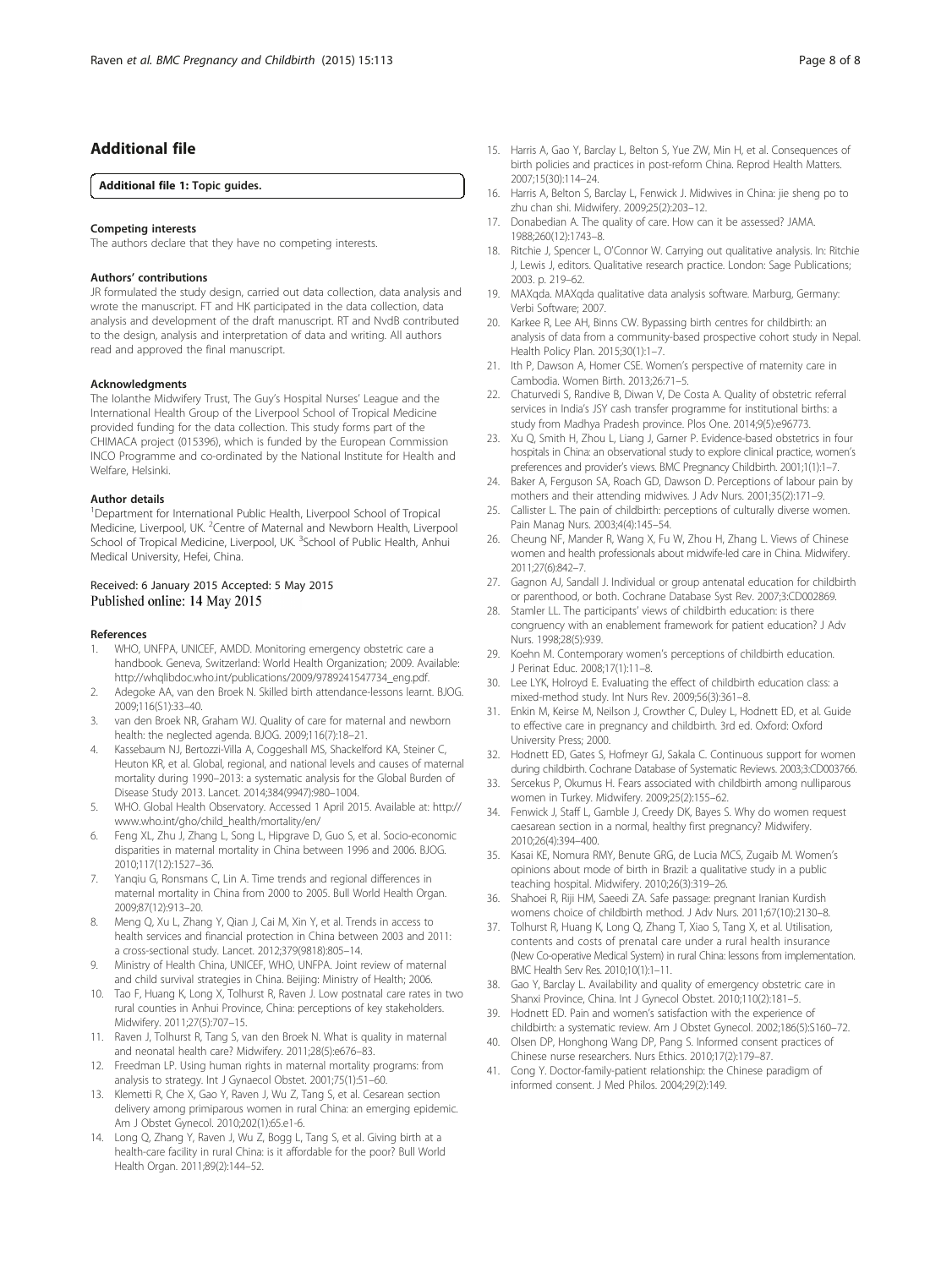## Additional file

**Additional file 1: Topic guides.**

#### Competing interests

The authors declare that they have no competing interests.

#### Authors' contributions

JR formulated the study design, carried out data collection, data analysis and wrote the manuscript. FT and HK participated in the data collection, data analysis and development of the draft manuscript. RT and NvdB contributed to the design, analysis and interpretation of data and writing. All authors read and approved the final manuscript.

#### Acknowledgments

The Iolanthe Midwifery Trust, The Guy's Hospital Nurses' League and the International Health Group of the Liverpool School of Tropical Medicine provided funding for the data collection. This study forms part of the CHIMACA project (015396), which is funded by the European Commission INCO Programme and co-ordinated by the National Institute for Health and Welfare, Helsinki.

#### Author details

[1]Department for International Public Health, Liverpool School of Tropical Medicine, Liverpool, UK. [2]Centre of Maternal and Newborn Health, Liverpool School of Tropical Medicine, Liverpool, UK. [3]School of Public Health, Anhui Medical University, Hefei, China.

Received: 6 January 2015 Accepted: 5 May 2015
Published online: 14 May 2015

#### References

1. WHO, UNFPA, UNICEF, AMDD. Monitoring emergency obstetric care a handbook. Geneva, Switzerland: World Health Organization; 2009. Available: http://whqlibdoc.who.int/publications/2009/9789241547734_eng.pdf.
2. Adegoke AA, van den Broek N. Skilled birth attendance-lessons learnt. BJOG. 2009;116(S1):33–40.
3. van den Broek NR, Graham WJ. Quality of care for maternal and newborn health: the neglected agenda. BJOG. 2009;116(7):18–21.
4. Kassebaum NJ, Bertozzi-Villa A, Coggeshall MS, Shackelford KA, Steiner C, Heuton KR, et al. Global, regional, and national levels and causes of maternal mortality during 1990–2013: a systematic analysis for the Global Burden of Disease Study 2013. Lancet. 2014;384(9947):980–1004.
5. WHO. Global Health Observatory. Accessed 1 April 2015. Available at: http://www.who.int/gho/child_health/mortality/en/
6. Feng XL, Zhu J, Zhang L, Song L, Hipgrave D, Guo S, et al. Socio-economic disparities in maternal mortality in China between 1996 and 2006. BJOG. 2010;117(12):1527–36.
7. Yanqiu G, Ronsmans C, Lin A. Time trends and regional differences in maternal mortality in China from 2000 to 2005. Bull World Health Organ. 2009;87(12):913–20.
8. Meng Q, Xu L, Zhang Y, Qian J, Cai M, Xin Y, et al. Trends in access to health services and financial protection in China between 2003 and 2011: a cross-sectional study. Lancet. 2012;379(9818):805–14.
9. Ministry of Health China, UNICEF, WHO, UNFPA. Joint review of maternal and child survival strategies in China. Beijing: Ministry of Health; 2006.
10. Tao F, Huang K, Long X, Tolhurst R, Raven J. Low postnatal care rates in two rural counties in Anhui Province, China: perceptions of key stakeholders. Midwifery. 2011;27(5):707–15.
11. Raven J, Tolhurst R, Tang S, van den Broek N. What is quality in maternal and neonatal health care? Midwifery. 2011;28(5):e676–83.
12. Freedman LP. Using human rights in maternal mortality programs: from analysis to strategy. Int J Gynaecol Obstet. 2001;75(1):51–60.
13. Klemetti R, Che X, Gao Y, Raven J, Wu Z, Tang S, et al. Cesarean section delivery among primiparous women in rural China: an emerging epidemic. Am J Obstet Gynecol. 2010;202(1):65.e1-6.
14. Long Q, Zhang Y, Raven J, Wu Z, Bogg L, Tang S, et al. Giving birth at a health-care facility in rural China: is it affordable for the poor? Bull World Health Organ. 2011;89(2):144–52.
15. Harris A, Gao Y, Barclay L, Belton S, Yue ZW, Min H, et al. Consequences of birth policies and practices in post-reform China. Reprod Health Matters. 2007;15(30):114–24.
16. Harris A, Belton S, Barclay L, Fenwick J. Midwives in China: jie sheng po to zhu chan shi. Midwifery. 2009;25(2):203–12.
17. Donabedian A. The quality of care. How can it be assessed? JAMA. 1988;260(12):1743–8.
18. Ritchie J, Spencer L, O'Connor W. Carrying out qualitative analysis. In: Ritchie J, Lewis J, editors. Qualitative research practice. London: Sage Publications; 2003. p. 219–62.
19. MAXqda. MAXqda qualitative data analysis software. Marburg, Germany: Verbi Software; 2007.
20. Karkee R, Lee AH, Binns CW. Bypassing birth centres for childbirth: an analysis of data from a community-based prospective cohort study in Nepal. Health Policy Plan. 2015;30(1):1–7.
21. Ith P, Dawson A, Homer CSE. Women's perspective of maternity care in Cambodia. Women Birth. 2013;26:71–5.
22. Chaturvedi S, Randive B, Diwan V, De Costa A. Quality of obstetric referral services in India's JSY cash transfer programme for institutional births: a study from Madhya Pradesh province. Plos One. 2014;9(5):e96773.
23. Xu Q, Smith H, Zhou L, Liang J, Garner P. Evidence-based obstetrics in four hospitals in China: an observational study to explore clinical practice, women's preferences and provider's views. BMC Pregnancy Childbirth. 2001;1(1):1–7.
24. Baker A, Ferguson SA, Roach GD, Dawson D. Perceptions of labour pain by mothers and their attending midwives. J Adv Nurs. 2001;35(2):171–9.
25. Callister L. The pain of childbirth: perceptions of culturally diverse women. Pain Manag Nurs. 2003;4(4):145–54.
26. Cheung NF, Mander R, Wang X, Fu W, Zhou H, Zhang L. Views of Chinese women and health professionals about midwife-led care in China. Midwifery. 2011;27(6):842–7.
27. Gagnon AJ, Sandall J. Individual or group antenatal education for childbirth or parenthood, or both. Cochrane Database Syst Rev. 2007;3:CD002869.
28. Stamler LL. The participants' views of childbirth education: is there congruency with an enablement framework for patient education? J Adv Nurs. 1998;28(5):939.
29. Koehn M. Contemporary women's perceptions of childbirth education. J Perinat Educ. 2008;17(1):11–8.
30. Lee LYK, Holroyd E. Evaluating the effect of childbirth education class: a mixed-method study. Int Nurs Rev. 2009;56(3):361–8.
31. Enkin M, Keirse M, Neilson J, Crowther C, Duley L, Hodnett ED, et al. Guide to effective care in pregnancy and childbirth. 3rd ed. Oxford: Oxford University Press; 2000.
32. Hodnett ED, Gates S, Hofmeyr GJ, Sakala C. Continuous support for women during childbirth. Cochrane Database of Systematic Reviews. 2003;3:CD003766.
33. Sercekus P, Okumus H. Fears associated with childbirth among nulliparous women in Turkey. Midwifery. 2009;25(2):155–62.
34. Fenwick J, Staff L, Gamble J, Creedy DK, Bayes S. Why do women request caesarean section in a normal, healthy first pregnancy? Midwifery. 2010;26(4):394–400.
35. Kasai KE, Nomura RMY, Benute GRG, de Lucia MCS, Zugaib M. Women's opinions about mode of birth in Brazil: a qualitative study in a public teaching hospital. Midwifery. 2010;26(3):319–26.
36. Shahoei R, Riji HM, Saeedi ZA. Safe passage: pregnant Iranian Kurdish womens choice of childbirth method. J Adv Nurs. 2011;67(10):2130–8.
37. Tolhurst R, Huang K, Long Q, Zhang T, Xiao S, Tang X, et al. Utilisation, contents and costs of prenatal care under a rural health insurance (New Co-operative Medical System) in rural China: lessons from implementation. BMC Health Serv Res. 2010;10(1):1–11.
38. Gao Y, Barclay L. Availability and quality of emergency obstetric care in Shanxi Province, China. Int J Gynecol Obstet. 2010;110(2):181–5.
39. Hodnett ED. Pain and women's satisfaction with the experience of childbirth: a systematic review. Am J Obstet Gynecol. 2002;186(5):S160–72.
40. Olsen DP, Honghong Wang DP, Pang S. Informed consent practices of Chinese nurse researchers. Nurs Ethics. 2010;17(2):179–87.
41. Cong Y. Doctor-family-patient relationship: the Chinese paradigm of informed consent. J Med Philos. 2004;29(2):149.